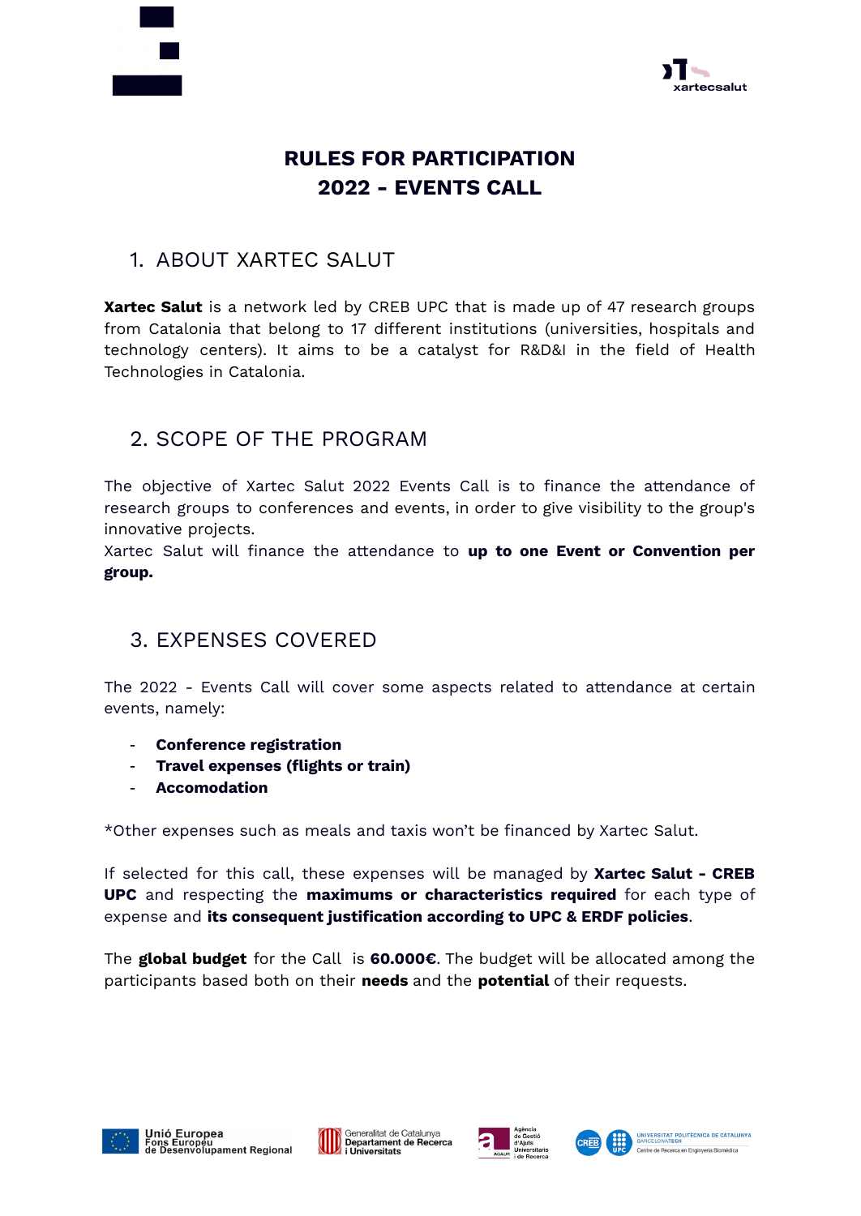# RULES FOR PARTICIPATION 2022 - EVENTS CALL

## 1. ABOUT XARTEC SALUT

**Xartec Salut** is a network led by CREB UPC that is made up of 47 research groups from Catalonia that belong to 17 different institutions (universities, hospitals and technology centers). It aims to be a catalyst for R&D&I in the field of Health Technologies in Catalonia.

## 2. SCOPE OF THE PROGRAM

The objective of Xartec Salut 2022 Events Call is to finance the attendance of research groups to conferences and events, in order to give visibility to the group's innovative projects.
Xartec Salut will finance the attendance to **up to one Event or Convention per group.**

## 3. EXPENSES COVERED

The 2022 - Events Call will cover some aspects related to attendance at certain events, namely:

- **Conference registration**
- **Travel expenses (flights or train)**
- **Accomodation**

*Other expenses such as meals and taxis won't be financed by Xartec Salut.

If selected for this call, these expenses will be managed by **Xartec Salut - CREB UPC** and respecting the **maximums or characteristics required** for each type of expense and **its consequent justification according to UPC & ERDF policies**.

The **global budget** for the Call is **60.000€**. The budget will be allocated among the participants based both on their **needs** and the **potential** of their requests.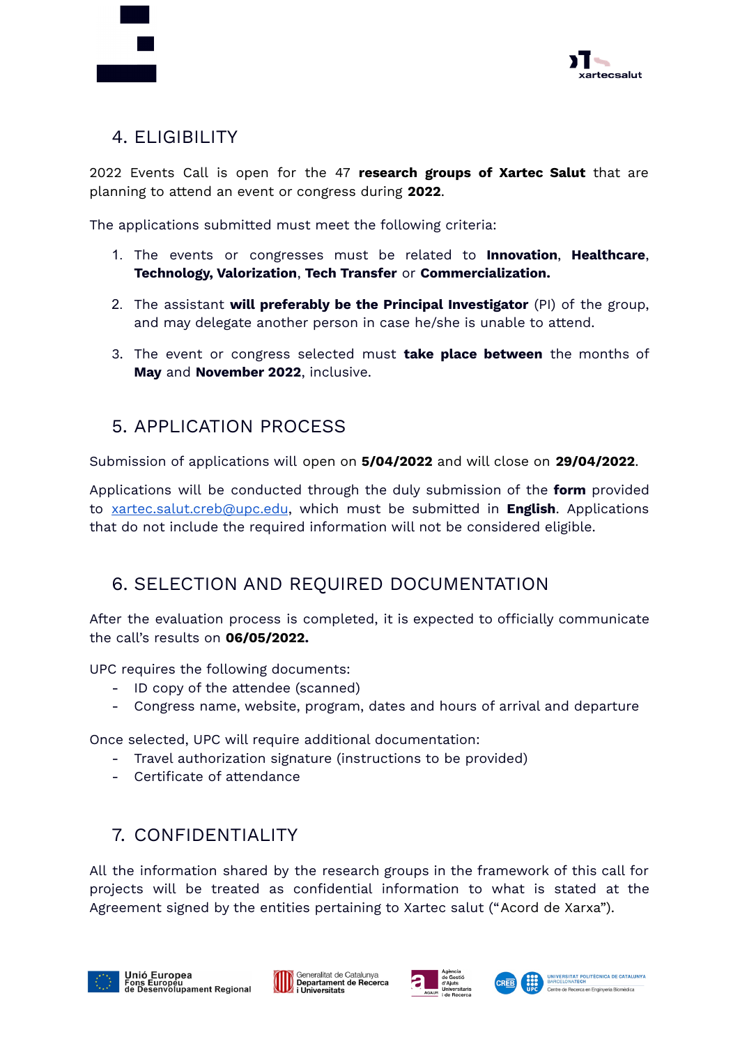## 4. ELIGIBILITY

2022 Events Call is open for the 47 **research groups of Xartec Salut** that are planning to attend an event or congress during **2022**.

The applications submitted must meet the following criteria:

1. The events or congresses must be related to **Innovation**, **Healthcare**, **Technology, Valorization**, **Tech Transfer** or **Commercialization.**
2. The assistant **will preferably be the Principal Investigator** (PI) of the group, and may delegate another person in case he/she is unable to attend.
3. The event or congress selected must **take place between** the months of **May** and **November 2022**, inclusive.

## 5. APPLICATION PROCESS

Submission of applications will open on **5/04/2022** and will close on **29/04/2022**.

Applications will be conducted through the duly submission of the **form** provided to xartec.salut.creb@upc.edu, which must be submitted in **English**. Applications that do not include the required information will not be considered eligible.

## 6. SELECTION AND REQUIRED DOCUMENTATION

After the evaluation process is completed, it is expected to officially communicate the call's results on **06/05/2022.**

UPC requires the following documents:

- ID copy of the attendee (scanned)
- Congress name, website, program, dates and hours of arrival and departure

Once selected, UPC will require additional documentation:

- Travel authorization signature (instructions to be provided)
- Certificate of attendance

## 7. CONFIDENTIALITY

All the information shared by the research groups in the framework of this call for projects will be treated as confidential information to what is stated at the Agreement signed by the entities pertaining to Xartec salut ("Acord de Xarxa").